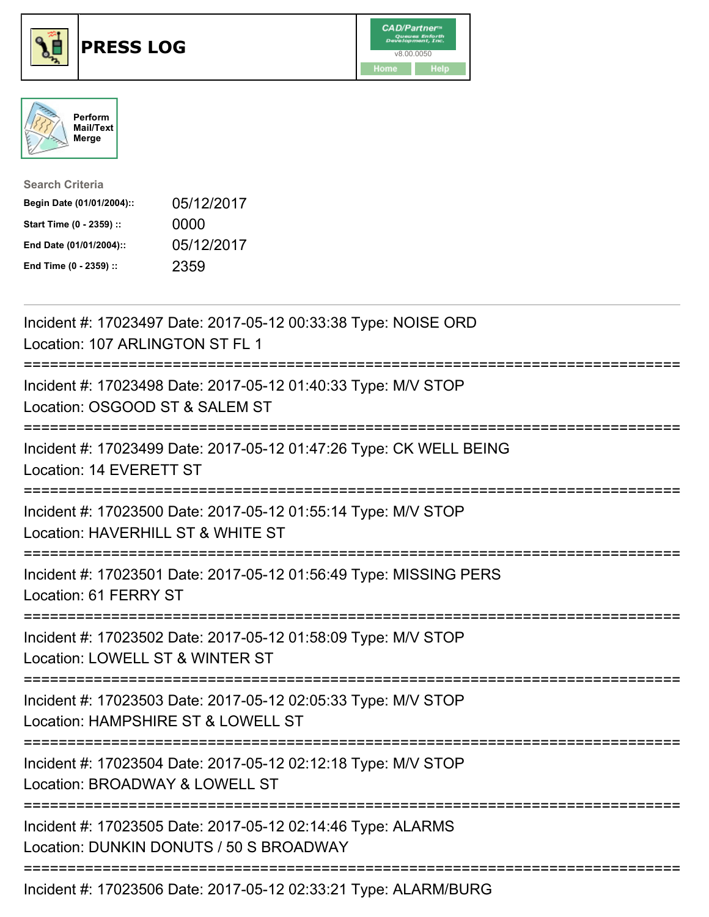# PRESS LOG

CAD/Partner v8.00.0050

Home Help

Perform Mail/Text Merge

**Search Criteria**

| | |
|---|---|
| **Begin Date (01/01/2004)::** | 05/12/2017 |
| **Start Time (0 - 2359) ::** | 0000 |
| **End Date (01/01/2004)::** | 05/12/2017 |
| **End Time (0 - 2359) ::** | 2359 |

---

Incident #: 17023497 Date: 2017-05-12 00:33:38 Type: NOISE ORD
Location: 107 ARLINGTON ST FL 1

===========================================================================

Incident #: 17023498 Date: 2017-05-12 01:40:33 Type: M/V STOP
Location: OSGOOD ST & SALEM ST

===========================================================================

Incident #: 17023499 Date: 2017-05-12 01:47:26 Type: CK WELL BEING
Location: 14 EVERETT ST

===========================================================================

Incident #: 17023500 Date: 2017-05-12 01:55:14 Type: M/V STOP
Location: HAVERHILL ST & WHITE ST

===========================================================================

Incident #: 17023501 Date: 2017-05-12 01:56:49 Type: MISSING PERS
Location: 61 FERRY ST

===========================================================================

Incident #: 17023502 Date: 2017-05-12 01:58:09 Type: M/V STOP
Location: LOWELL ST & WINTER ST

===========================================================================

Incident #: 17023503 Date: 2017-05-12 02:05:33 Type: M/V STOP
Location: HAMPSHIRE ST & LOWELL ST

===========================================================================

Incident #: 17023504 Date: 2017-05-12 02:12:18 Type: M/V STOP
Location: BROADWAY & LOWELL ST

===========================================================================

Incident #: 17023505 Date: 2017-05-12 02:14:46 Type: ALARMS
Location: DUNKIN DONUTS / 50 S BROADWAY

===========================================================================

Incident #: 17023506 Date: 2017-05-12 02:33:21 Type: ALARM/BURG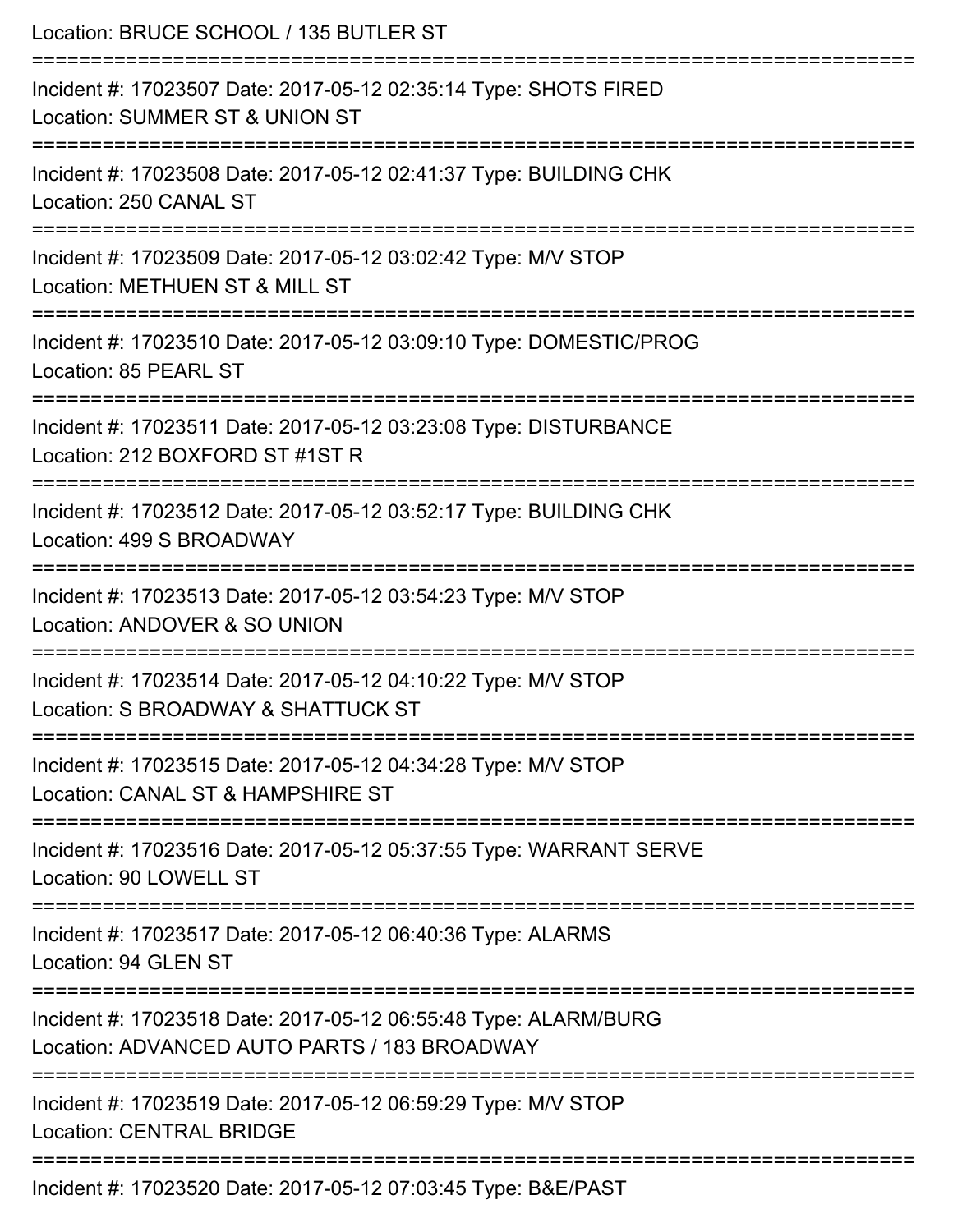Location: BRUCE SCHOOL / 135 BUTLER ST

===========================================================================

Incident #: 17023507 Date: 2017-05-12 02:35:14 Type: SHOTS FIRED
Location: SUMMER ST & UNION ST

===========================================================================

Incident #: 17023508 Date: 2017-05-12 02:41:37 Type: BUILDING CHK
Location: 250 CANAL ST

===========================================================================

Incident #: 17023509 Date: 2017-05-12 03:02:42 Type: M/V STOP
Location: METHUEN ST & MILL ST

===========================================================================

Incident #: 17023510 Date: 2017-05-12 03:09:10 Type: DOMESTIC/PROG
Location: 85 PEARL ST

===========================================================================

Incident #: 17023511 Date: 2017-05-12 03:23:08 Type: DISTURBANCE
Location: 212 BOXFORD ST #1ST R

===========================================================================

Incident #: 17023512 Date: 2017-05-12 03:52:17 Type: BUILDING CHK
Location: 499 S BROADWAY

===========================================================================

Incident #: 17023513 Date: 2017-05-12 03:54:23 Type: M/V STOP
Location: ANDOVER & SO UNION

===========================================================================

Incident #: 17023514 Date: 2017-05-12 04:10:22 Type: M/V STOP
Location: S BROADWAY & SHATTUCK ST

===========================================================================

Incident #: 17023515 Date: 2017-05-12 04:34:28 Type: M/V STOP
Location: CANAL ST & HAMPSHIRE ST

===========================================================================

Incident #: 17023516 Date: 2017-05-12 05:37:55 Type: WARRANT SERVE
Location: 90 LOWELL ST

===========================================================================

Incident #: 17023517 Date: 2017-05-12 06:40:36 Type: ALARMS
Location: 94 GLEN ST

===========================================================================

Incident #: 17023518 Date: 2017-05-12 06:55:48 Type: ALARM/BURG
Location: ADVANCED AUTO PARTS / 183 BROADWAY

===========================================================================

Incident #: 17023519 Date: 2017-05-12 06:59:29 Type: M/V STOP
Location: CENTRAL BRIDGE

===========================================================================

Incident #: 17023520 Date: 2017-05-12 07:03:45 Type: B&E/PAST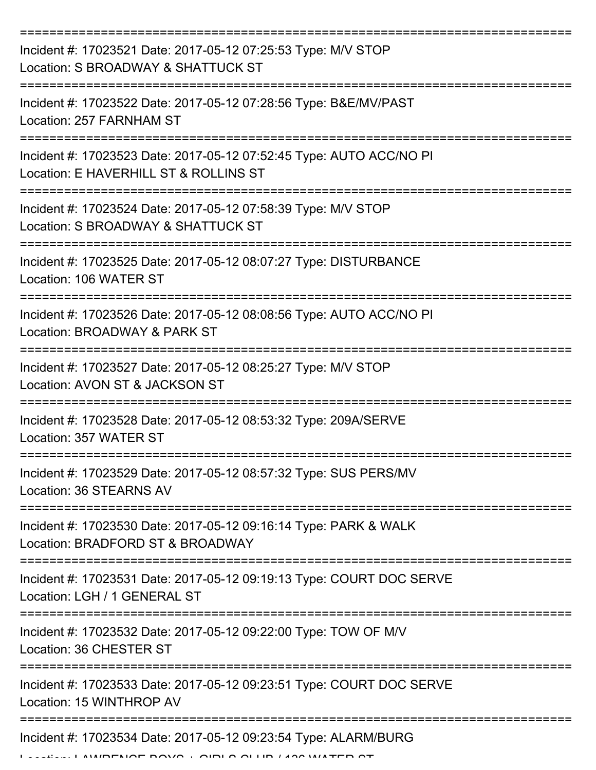===========================================================================

Incident #: 17023521 Date: 2017-05-12 07:25:53 Type: M/V STOP
Location: S BROADWAY & SHATTUCK ST

===========================================================================

Incident #: 17023522 Date: 2017-05-12 07:28:56 Type: B&E/MV/PAST
Location: 257 FARNHAM ST

===========================================================================

Incident #: 17023523 Date: 2017-05-12 07:52:45 Type: AUTO ACC/NO PI
Location: E HAVERHILL ST & ROLLINS ST

===========================================================================

Incident #: 17023524 Date: 2017-05-12 07:58:39 Type: M/V STOP
Location: S BROADWAY & SHATTUCK ST

===========================================================================

Incident #: 17023525 Date: 2017-05-12 08:07:27 Type: DISTURBANCE
Location: 106 WATER ST

===========================================================================

Incident #: 17023526 Date: 2017-05-12 08:08:56 Type: AUTO ACC/NO PI
Location: BROADWAY & PARK ST

===========================================================================

Incident #: 17023527 Date: 2017-05-12 08:25:27 Type: M/V STOP
Location: AVON ST & JACKSON ST

===========================================================================

Incident #: 17023528 Date: 2017-05-12 08:53:32 Type: 209A/SERVE
Location: 357 WATER ST

===========================================================================

Incident #: 17023529 Date: 2017-05-12 08:57:32 Type: SUS PERS/MV
Location: 36 STEARNS AV

===========================================================================

Incident #: 17023530 Date: 2017-05-12 09:16:14 Type: PARK & WALK
Location: BRADFORD ST & BROADWAY

===========================================================================

Incident #: 17023531 Date: 2017-05-12 09:19:13 Type: COURT DOC SERVE
Location: LGH / 1 GENERAL ST

===========================================================================

Incident #: 17023532 Date: 2017-05-12 09:22:00 Type: TOW OF M/V
Location: 36 CHESTER ST

===========================================================================

Incident #: 17023533 Date: 2017-05-12 09:23:51 Type: COURT DOC SERVE
Location: 15 WINTHROP AV

===========================================================================

Incident #: 17023534 Date: 2017-05-12 09:23:54 Type: ALARM/BURG
Location: LAWRENCE BOYS + GIRLS CLUB / 136 WATER ST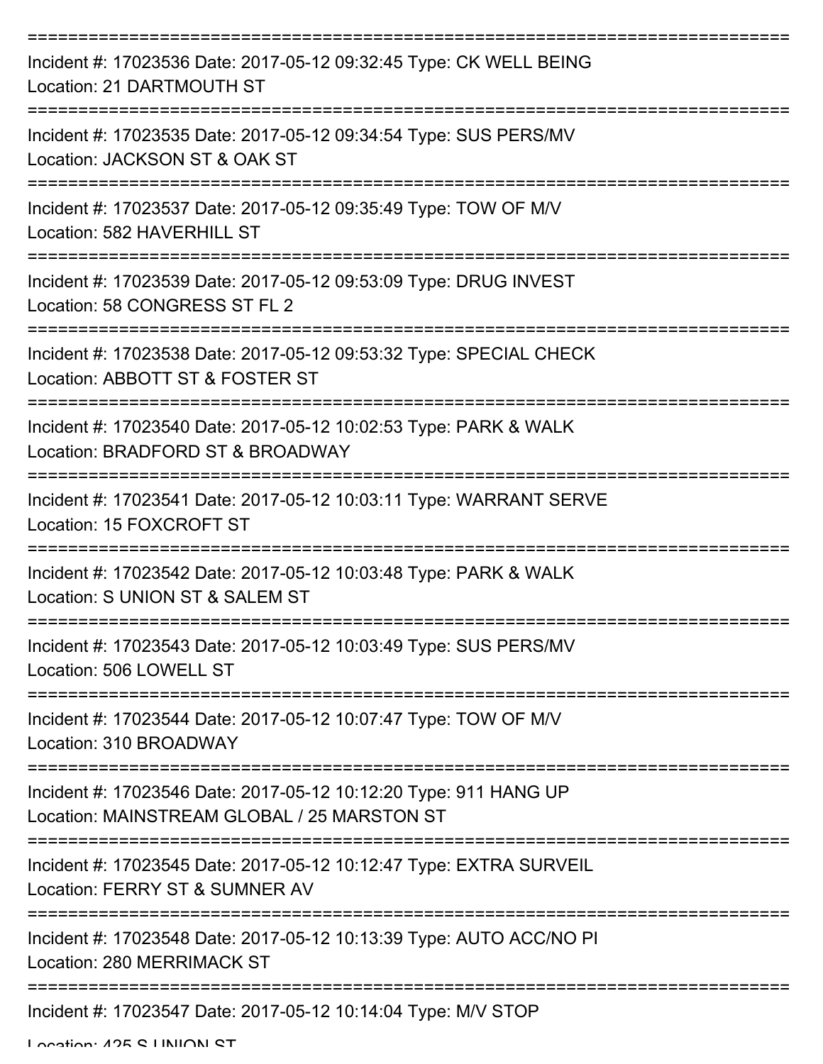===========================================================================
Incident #: 17023536 Date: 2017-05-12 09:32:45 Type: CK WELL BEING
Location: 21 DARTMOUTH ST
===========================================================================
Incident #: 17023535 Date: 2017-05-12 09:34:54 Type: SUS PERS/MV
Location: JACKSON ST & OAK ST
===========================================================================
Incident #: 17023537 Date: 2017-05-12 09:35:49 Type: TOW OF M/V
Location: 582 HAVERHILL ST
===========================================================================
Incident #: 17023539 Date: 2017-05-12 09:53:09 Type: DRUG INVEST
Location: 58 CONGRESS ST FL 2
===========================================================================
Incident #: 17023538 Date: 2017-05-12 09:53:32 Type: SPECIAL CHECK
Location: ABBOTT ST & FOSTER ST
===========================================================================
Incident #: 17023540 Date: 2017-05-12 10:02:53 Type: PARK & WALK
Location: BRADFORD ST & BROADWAY
===========================================================================
Incident #: 17023541 Date: 2017-05-12 10:03:11 Type: WARRANT SERVE
Location: 15 FOXCROFT ST
===========================================================================
Incident #: 17023542 Date: 2017-05-12 10:03:48 Type: PARK & WALK
Location: S UNION ST & SALEM ST
===========================================================================
Incident #: 17023543 Date: 2017-05-12 10:03:49 Type: SUS PERS/MV
Location: 506 LOWELL ST
===========================================================================
Incident #: 17023544 Date: 2017-05-12 10:07:47 Type: TOW OF M/V
Location: 310 BROADWAY
===========================================================================
Incident #: 17023546 Date: 2017-05-12 10:12:20 Type: 911 HANG UP
Location: MAINSTREAM GLOBAL / 25 MARSTON ST
===========================================================================
Incident #: 17023545 Date: 2017-05-12 10:12:47 Type: EXTRA SURVEIL
Location: FERRY ST & SUMNER AV
===========================================================================
Incident #: 17023548 Date: 2017-05-12 10:13:39 Type: AUTO ACC/NO PI
Location: 280 MERRIMACK ST
===========================================================================
Incident #: 17023547 Date: 2017-05-12 10:14:04 Type: M/V STOP
Location: 425 S UNION ST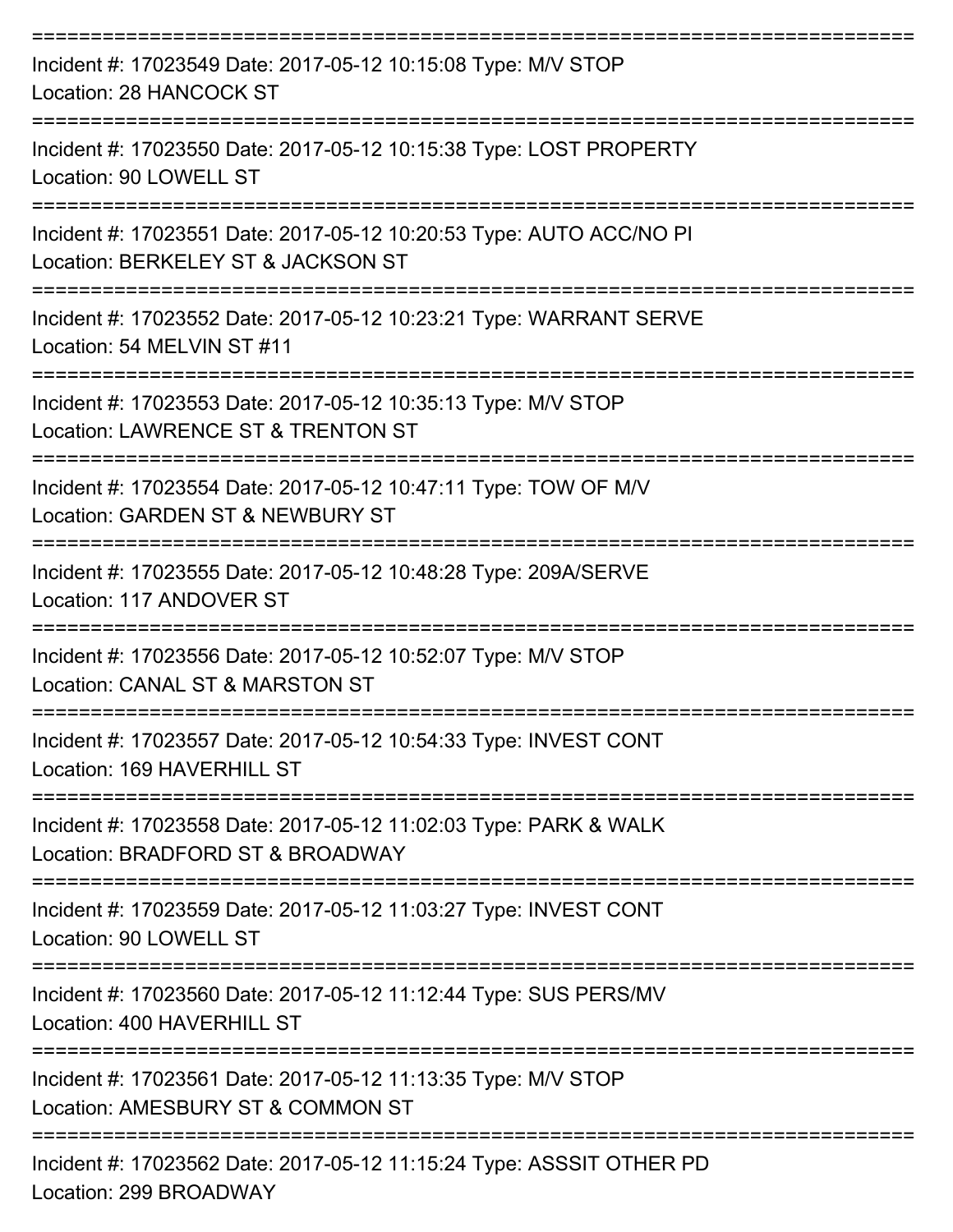===========================================================================
Incident #: 17023549 Date: 2017-05-12 10:15:08 Type: M/V STOP
Location: 28 HANCOCK ST
===========================================================================
Incident #: 17023550 Date: 2017-05-12 10:15:38 Type: LOST PROPERTY
Location: 90 LOWELL ST
===========================================================================
Incident #: 17023551 Date: 2017-05-12 10:20:53 Type: AUTO ACC/NO PI
Location: BERKELEY ST & JACKSON ST
===========================================================================
Incident #: 17023552 Date: 2017-05-12 10:23:21 Type: WARRANT SERVE
Location: 54 MELVIN ST #11
===========================================================================
Incident #: 17023553 Date: 2017-05-12 10:35:13 Type: M/V STOP
Location: LAWRENCE ST & TRENTON ST
===========================================================================
Incident #: 17023554 Date: 2017-05-12 10:47:11 Type: TOW OF M/V
Location: GARDEN ST & NEWBURY ST
===========================================================================
Incident #: 17023555 Date: 2017-05-12 10:48:28 Type: 209A/SERVE
Location: 117 ANDOVER ST
===========================================================================
Incident #: 17023556 Date: 2017-05-12 10:52:07 Type: M/V STOP
Location: CANAL ST & MARSTON ST
===========================================================================
Incident #: 17023557 Date: 2017-05-12 10:54:33 Type: INVEST CONT
Location: 169 HAVERHILL ST
===========================================================================
Incident #: 17023558 Date: 2017-05-12 11:02:03 Type: PARK & WALK
Location: BRADFORD ST & BROADWAY
===========================================================================
Incident #: 17023559 Date: 2017-05-12 11:03:27 Type: INVEST CONT
Location: 90 LOWELL ST
===========================================================================
Incident #: 17023560 Date: 2017-05-12 11:12:44 Type: SUS PERS/MV
Location: 400 HAVERHILL ST
===========================================================================
Incident #: 17023561 Date: 2017-05-12 11:13:35 Type: M/V STOP
Location: AMESBURY ST & COMMON ST
===========================================================================
Incident #: 17023562 Date: 2017-05-12 11:15:24 Type: ASSSIT OTHER PD
Location: 299 BROADWAY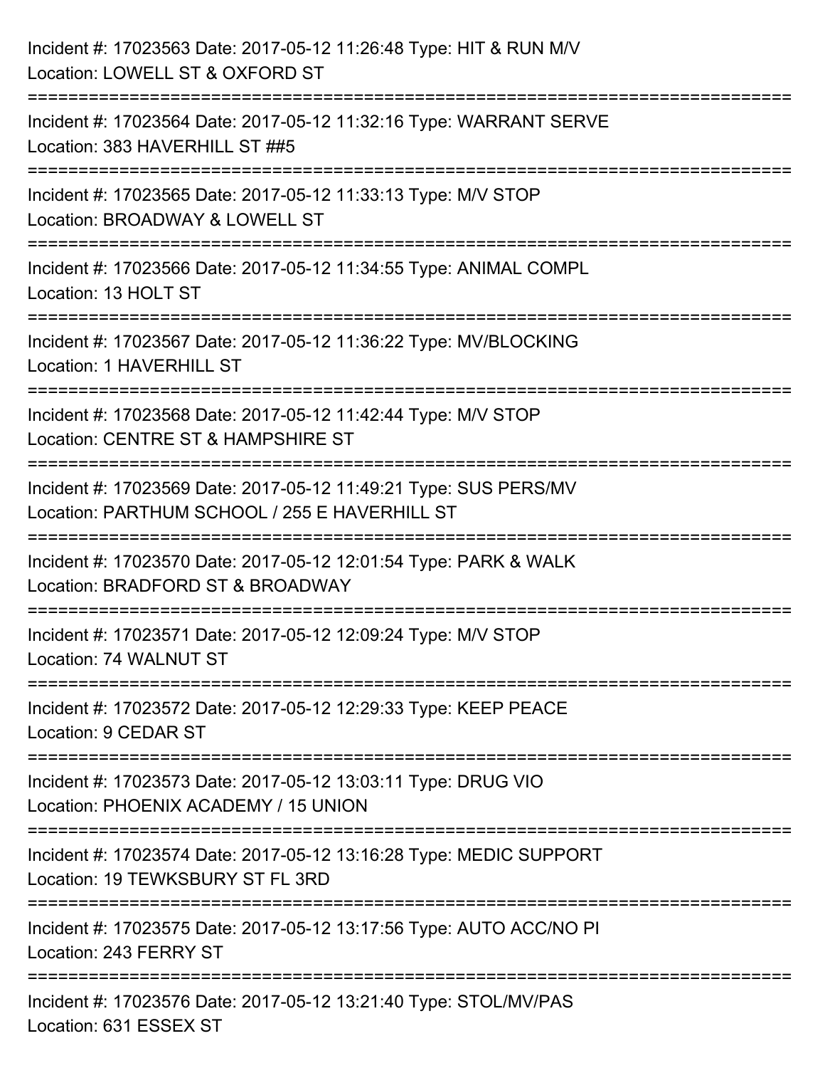Incident #: 17023563 Date: 2017-05-12 11:26:48 Type: HIT & RUN M/V
Location: LOWELL ST & OXFORD ST

===========================================================================

Incident #: 17023564 Date: 2017-05-12 11:32:16 Type: WARRANT SERVE
Location: 383 HAVERHILL ST ##5

===========================================================================

Incident #: 17023565 Date: 2017-05-12 11:33:13 Type: M/V STOP
Location: BROADWAY & LOWELL ST

===========================================================================

Incident #: 17023566 Date: 2017-05-12 11:34:55 Type: ANIMAL COMPL
Location: 13 HOLT ST

===========================================================================

Incident #: 17023567 Date: 2017-05-12 11:36:22 Type: MV/BLOCKING
Location: 1 HAVERHILL ST

===========================================================================

Incident #: 17023568 Date: 2017-05-12 11:42:44 Type: M/V STOP
Location: CENTRE ST & HAMPSHIRE ST

===========================================================================

Incident #: 17023569 Date: 2017-05-12 11:49:21 Type: SUS PERS/MV
Location: PARTHUM SCHOOL / 255 E HAVERHILL ST

===========================================================================

Incident #: 17023570 Date: 2017-05-12 12:01:54 Type: PARK & WALK
Location: BRADFORD ST & BROADWAY

===========================================================================

Incident #: 17023571 Date: 2017-05-12 12:09:24 Type: M/V STOP
Location: 74 WALNUT ST

===========================================================================

Incident #: 17023572 Date: 2017-05-12 12:29:33 Type: KEEP PEACE
Location: 9 CEDAR ST

===========================================================================

Incident #: 17023573 Date: 2017-05-12 13:03:11 Type: DRUG VIO
Location: PHOENIX ACADEMY / 15 UNION

===========================================================================

Incident #: 17023574 Date: 2017-05-12 13:16:28 Type: MEDIC SUPPORT
Location: 19 TEWKSBURY ST FL 3RD

===========================================================================

Incident #: 17023575 Date: 2017-05-12 13:17:56 Type: AUTO ACC/NO PI
Location: 243 FERRY ST

===========================================================================

Incident #: 17023576 Date: 2017-05-12 13:21:40 Type: STOL/MV/PAS
Location: 631 ESSEX ST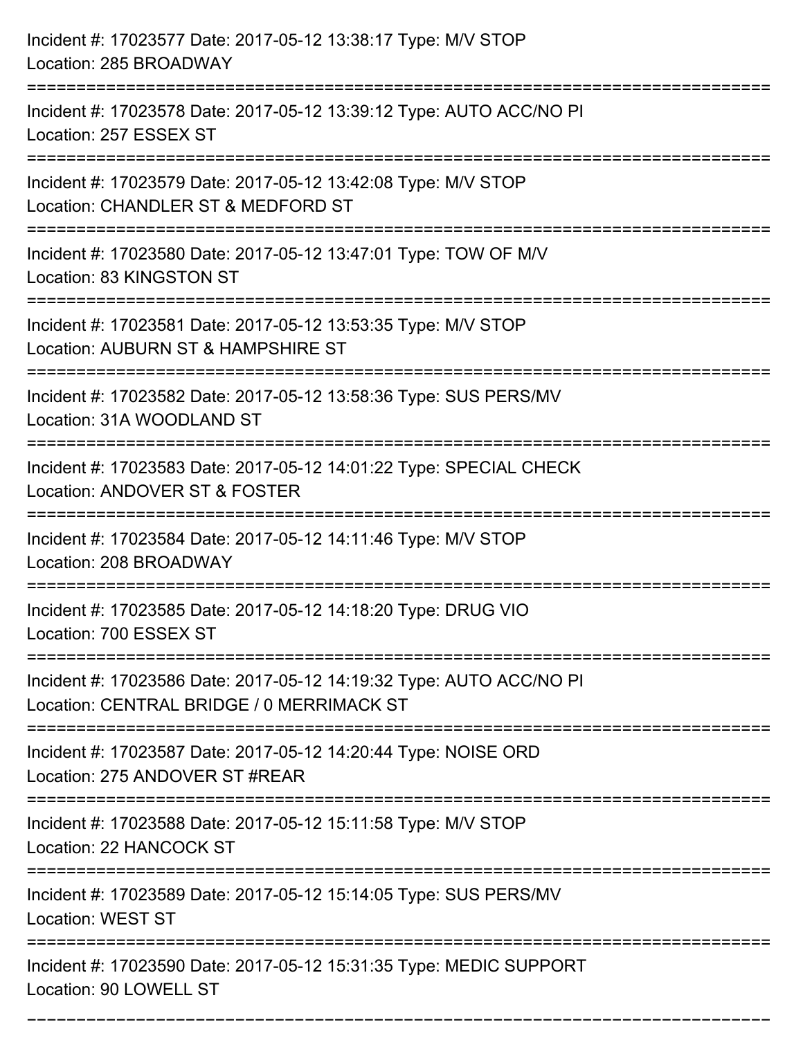Incident #: 17023577 Date: 2017-05-12 13:38:17 Type: M/V STOP
Location: 285 BROADWAY

===========================================================================

Incident #: 17023578 Date: 2017-05-12 13:39:12 Type: AUTO ACC/NO PI
Location: 257 ESSEX ST

===========================================================================

Incident #: 17023579 Date: 2017-05-12 13:42:08 Type: M/V STOP
Location: CHANDLER ST & MEDFORD ST

===========================================================================

Incident #: 17023580 Date: 2017-05-12 13:47:01 Type: TOW OF M/V
Location: 83 KINGSTON ST

===========================================================================

Incident #: 17023581 Date: 2017-05-12 13:53:35 Type: M/V STOP
Location: AUBURN ST & HAMPSHIRE ST

===========================================================================

Incident #: 17023582 Date: 2017-05-12 13:58:36 Type: SUS PERS/MV
Location: 31A WOODLAND ST

===========================================================================

Incident #: 17023583 Date: 2017-05-12 14:01:22 Type: SPECIAL CHECK
Location: ANDOVER ST & FOSTER

===========================================================================

Incident #: 17023584 Date: 2017-05-12 14:11:46 Type: M/V STOP
Location: 208 BROADWAY

===========================================================================

Incident #: 17023585 Date: 2017-05-12 14:18:20 Type: DRUG VIO
Location: 700 ESSEX ST

===========================================================================

Incident #: 17023586 Date: 2017-05-12 14:19:32 Type: AUTO ACC/NO PI
Location: CENTRAL BRIDGE / 0 MERRIMACK ST

===========================================================================

Incident #: 17023587 Date: 2017-05-12 14:20:44 Type: NOISE ORD
Location: 275 ANDOVER ST #REAR

===========================================================================

Incident #: 17023588 Date: 2017-05-12 15:11:58 Type: M/V STOP
Location: 22 HANCOCK ST

===========================================================================

Incident #: 17023589 Date: 2017-05-12 15:14:05 Type: SUS PERS/MV
Location: WEST ST

===========================================================================

Incident #: 17023590 Date: 2017-05-12 15:31:35 Type: MEDIC SUPPORT
Location: 90 LOWELL ST

===========================================================================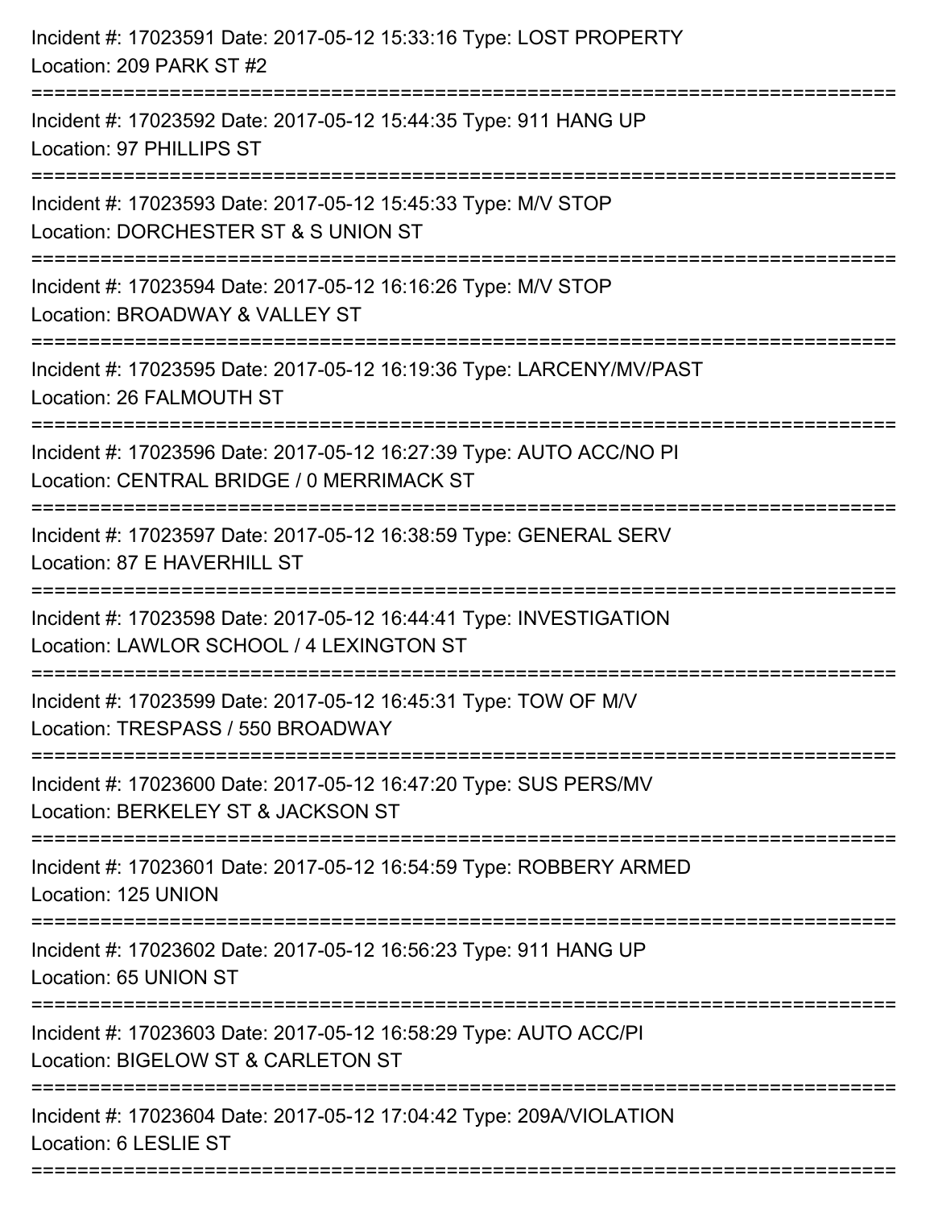Incident #: 17023591 Date: 2017-05-12 15:33:16 Type: LOST PROPERTY
Location: 209 PARK ST #2

===========================================================================

Incident #: 17023592 Date: 2017-05-12 15:44:35 Type: 911 HANG UP
Location: 97 PHILLIPS ST

===========================================================================

Incident #: 17023593 Date: 2017-05-12 15:45:33 Type: M/V STOP
Location: DORCHESTER ST & S UNION ST

===========================================================================

Incident #: 17023594 Date: 2017-05-12 16:16:26 Type: M/V STOP
Location: BROADWAY & VALLEY ST

===========================================================================

Incident #: 17023595 Date: 2017-05-12 16:19:36 Type: LARCENY/MV/PAST
Location: 26 FALMOUTH ST

===========================================================================

Incident #: 17023596 Date: 2017-05-12 16:27:39 Type: AUTO ACC/NO PI
Location: CENTRAL BRIDGE / 0 MERRIMACK ST

===========================================================================

Incident #: 17023597 Date: 2017-05-12 16:38:59 Type: GENERAL SERV
Location: 87 E HAVERHILL ST

===========================================================================

Incident #: 17023598 Date: 2017-05-12 16:44:41 Type: INVESTIGATION
Location: LAWLOR SCHOOL / 4 LEXINGTON ST

===========================================================================

Incident #: 17023599 Date: 2017-05-12 16:45:31 Type: TOW OF M/V
Location: TRESPASS / 550 BROADWAY

===========================================================================

Incident #: 17023600 Date: 2017-05-12 16:47:20 Type: SUS PERS/MV
Location: BERKELEY ST & JACKSON ST

===========================================================================

Incident #: 17023601 Date: 2017-05-12 16:54:59 Type: ROBBERY ARMED
Location: 125 UNION

===========================================================================

Incident #: 17023602 Date: 2017-05-12 16:56:23 Type: 911 HANG UP
Location: 65 UNION ST

===========================================================================

Incident #: 17023603 Date: 2017-05-12 16:58:29 Type: AUTO ACC/PI
Location: BIGELOW ST & CARLETON ST

===========================================================================

Incident #: 17023604 Date: 2017-05-12 17:04:42 Type: 209A/VIOLATION
Location: 6 LESLIE ST

===========================================================================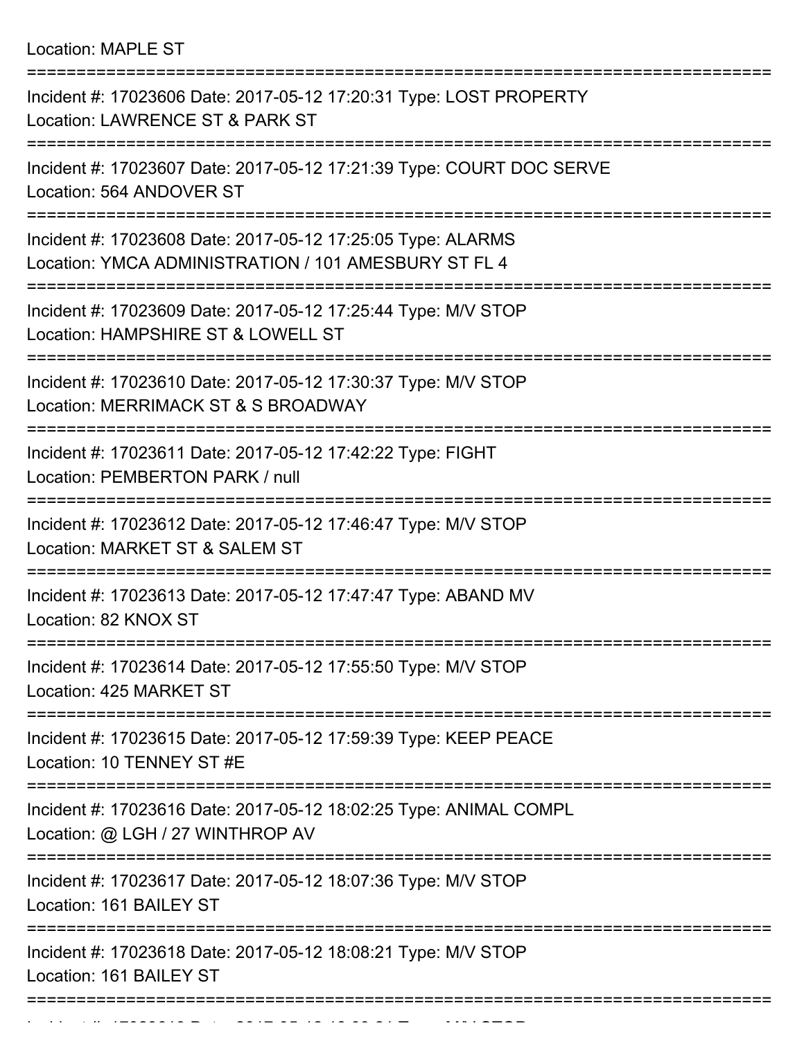Location: MAPLE ST

===========================================================================

Incident #: 17023606 Date: 2017-05-12 17:20:31 Type: LOST PROPERTY
Location: LAWRENCE ST & PARK ST

===========================================================================

Incident #: 17023607 Date: 2017-05-12 17:21:39 Type: COURT DOC SERVE
Location: 564 ANDOVER ST

===========================================================================

Incident #: 17023608 Date: 2017-05-12 17:25:05 Type: ALARMS
Location: YMCA ADMINISTRATION / 101 AMESBURY ST FL 4

===========================================================================

Incident #: 17023609 Date: 2017-05-12 17:25:44 Type: M/V STOP
Location: HAMPSHIRE ST & LOWELL ST

===========================================================================

Incident #: 17023610 Date: 2017-05-12 17:30:37 Type: M/V STOP
Location: MERRIMACK ST & S BROADWAY

===========================================================================

Incident #: 17023611 Date: 2017-05-12 17:42:22 Type: FIGHT
Location: PEMBERTON PARK / null

===========================================================================

Incident #: 17023612 Date: 2017-05-12 17:46:47 Type: M/V STOP
Location: MARKET ST & SALEM ST

===========================================================================

Incident #: 17023613 Date: 2017-05-12 17:47:47 Type: ABAND MV
Location: 82 KNOX ST

===========================================================================

Incident #: 17023614 Date: 2017-05-12 17:55:50 Type: M/V STOP
Location: 425 MARKET ST

===========================================================================

Incident #: 17023615 Date: 2017-05-12 17:59:39 Type: KEEP PEACE
Location: 10 TENNEY ST #E

===========================================================================

Incident #: 17023616 Date: 2017-05-12 18:02:25 Type: ANIMAL COMPL
Location: @ LGH / 27 WINTHROP AV

===========================================================================

Incident #: 17023617 Date: 2017-05-12 18:07:36 Type: M/V STOP
Location: 161 BAILEY ST

===========================================================================

Incident #: 17023618 Date: 2017-05-12 18:08:21 Type: M/V STOP
Location: 161 BAILEY ST

===========================================================================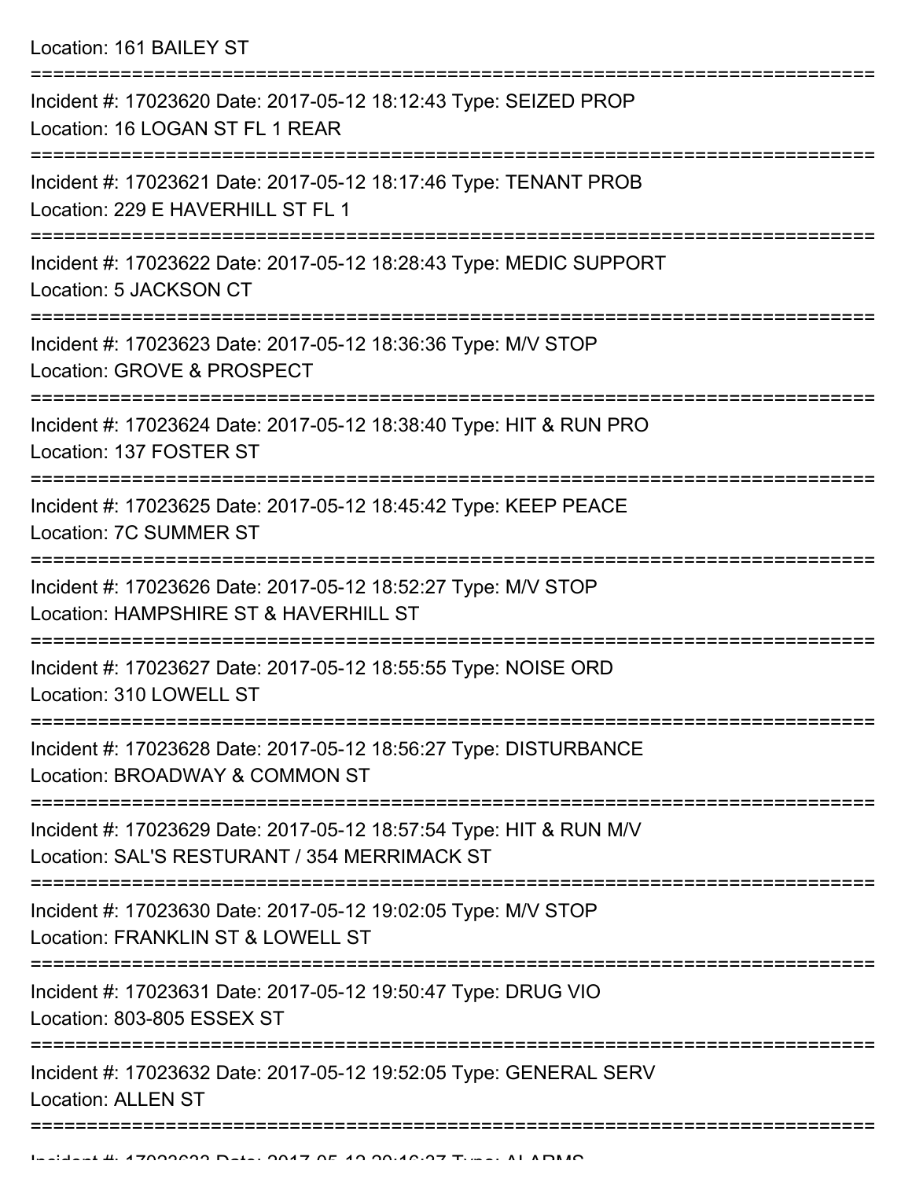Location: 161 BAILEY ST

===========================================================================

Incident #: 17023620 Date: 2017-05-12 18:12:43 Type: SEIZED PROP
Location: 16 LOGAN ST FL 1 REAR

===========================================================================

Incident #: 17023621 Date: 2017-05-12 18:17:46 Type: TENANT PROB
Location: 229 E HAVERHILL ST FL 1

===========================================================================

Incident #: 17023622 Date: 2017-05-12 18:28:43 Type: MEDIC SUPPORT
Location: 5 JACKSON CT

===========================================================================

Incident #: 17023623 Date: 2017-05-12 18:36:36 Type: M/V STOP
Location: GROVE & PROSPECT

===========================================================================

Incident #: 17023624 Date: 2017-05-12 18:38:40 Type: HIT & RUN PRO
Location: 137 FOSTER ST

===========================================================================

Incident #: 17023625 Date: 2017-05-12 18:45:42 Type: KEEP PEACE
Location: 7C SUMMER ST

===========================================================================

Incident #: 17023626 Date: 2017-05-12 18:52:27 Type: M/V STOP
Location: HAMPSHIRE ST & HAVERHILL ST

===========================================================================

Incident #: 17023627 Date: 2017-05-12 18:55:55 Type: NOISE ORD
Location: 310 LOWELL ST

===========================================================================

Incident #: 17023628 Date: 2017-05-12 18:56:27 Type: DISTURBANCE
Location: BROADWAY & COMMON ST

===========================================================================

Incident #: 17023629 Date: 2017-05-12 18:57:54 Type: HIT & RUN M/V
Location: SAL'S RESTURANT / 354 MERRIMACK ST

===========================================================================

Incident #: 17023630 Date: 2017-05-12 19:02:05 Type: M/V STOP
Location: FRANKLIN ST & LOWELL ST

===========================================================================

Incident #: 17023631 Date: 2017-05-12 19:50:47 Type: DRUG VIO
Location: 803-805 ESSEX ST

===========================================================================

Incident #: 17023632 Date: 2017-05-12 19:52:05 Type: GENERAL SERV
Location: ALLEN ST

===========================================================================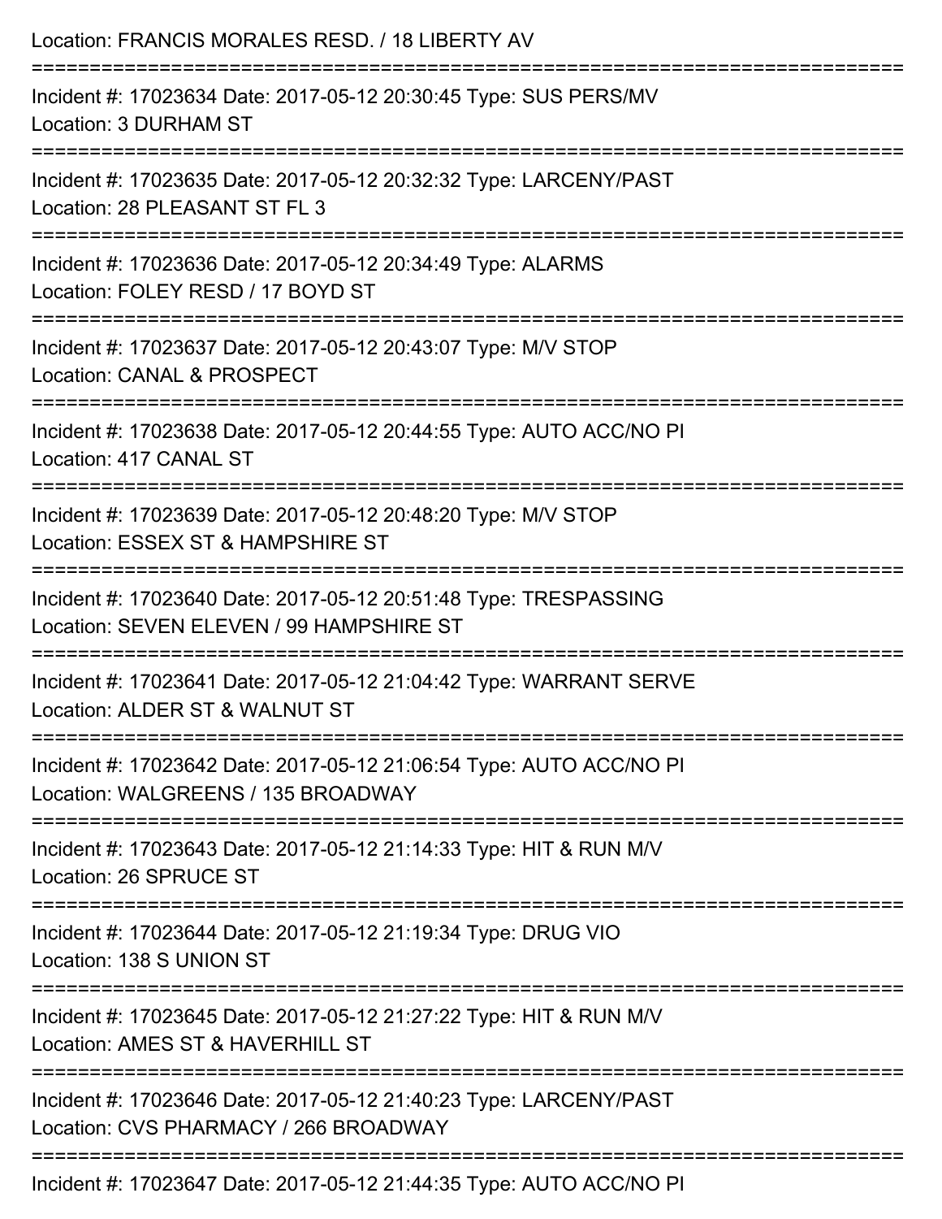Location: FRANCIS MORALES RESD. / 18 LIBERTY AV

===========================================================================

Incident #: 17023634 Date: 2017-05-12 20:30:45 Type: SUS PERS/MV
Location: 3 DURHAM ST

===========================================================================

Incident #: 17023635 Date: 2017-05-12 20:32:32 Type: LARCENY/PAST
Location: 28 PLEASANT ST FL 3

===========================================================================

Incident #: 17023636 Date: 2017-05-12 20:34:49 Type: ALARMS
Location: FOLEY RESD / 17 BOYD ST

===========================================================================

Incident #: 17023637 Date: 2017-05-12 20:43:07 Type: M/V STOP
Location: CANAL & PROSPECT

===========================================================================

Incident #: 17023638 Date: 2017-05-12 20:44:55 Type: AUTO ACC/NO PI
Location: 417 CANAL ST

===========================================================================

Incident #: 17023639 Date: 2017-05-12 20:48:20 Type: M/V STOP
Location: ESSEX ST & HAMPSHIRE ST

===========================================================================

Incident #: 17023640 Date: 2017-05-12 20:51:48 Type: TRESPASSING
Location: SEVEN ELEVEN / 99 HAMPSHIRE ST

===========================================================================

Incident #: 17023641 Date: 2017-05-12 21:04:42 Type: WARRANT SERVE
Location: ALDER ST & WALNUT ST

===========================================================================

Incident #: 17023642 Date: 2017-05-12 21:06:54 Type: AUTO ACC/NO PI
Location: WALGREENS / 135 BROADWAY

===========================================================================

Incident #: 17023643 Date: 2017-05-12 21:14:33 Type: HIT & RUN M/V
Location: 26 SPRUCE ST

===========================================================================

Incident #: 17023644 Date: 2017-05-12 21:19:34 Type: DRUG VIO
Location: 138 S UNION ST

===========================================================================

Incident #: 17023645 Date: 2017-05-12 21:27:22 Type: HIT & RUN M/V
Location: AMES ST & HAVERHILL ST

===========================================================================

Incident #: 17023646 Date: 2017-05-12 21:40:23 Type: LARCENY/PAST
Location: CVS PHARMACY / 266 BROADWAY

===========================================================================

Incident #: 17023647 Date: 2017-05-12 21:44:35 Type: AUTO ACC/NO PI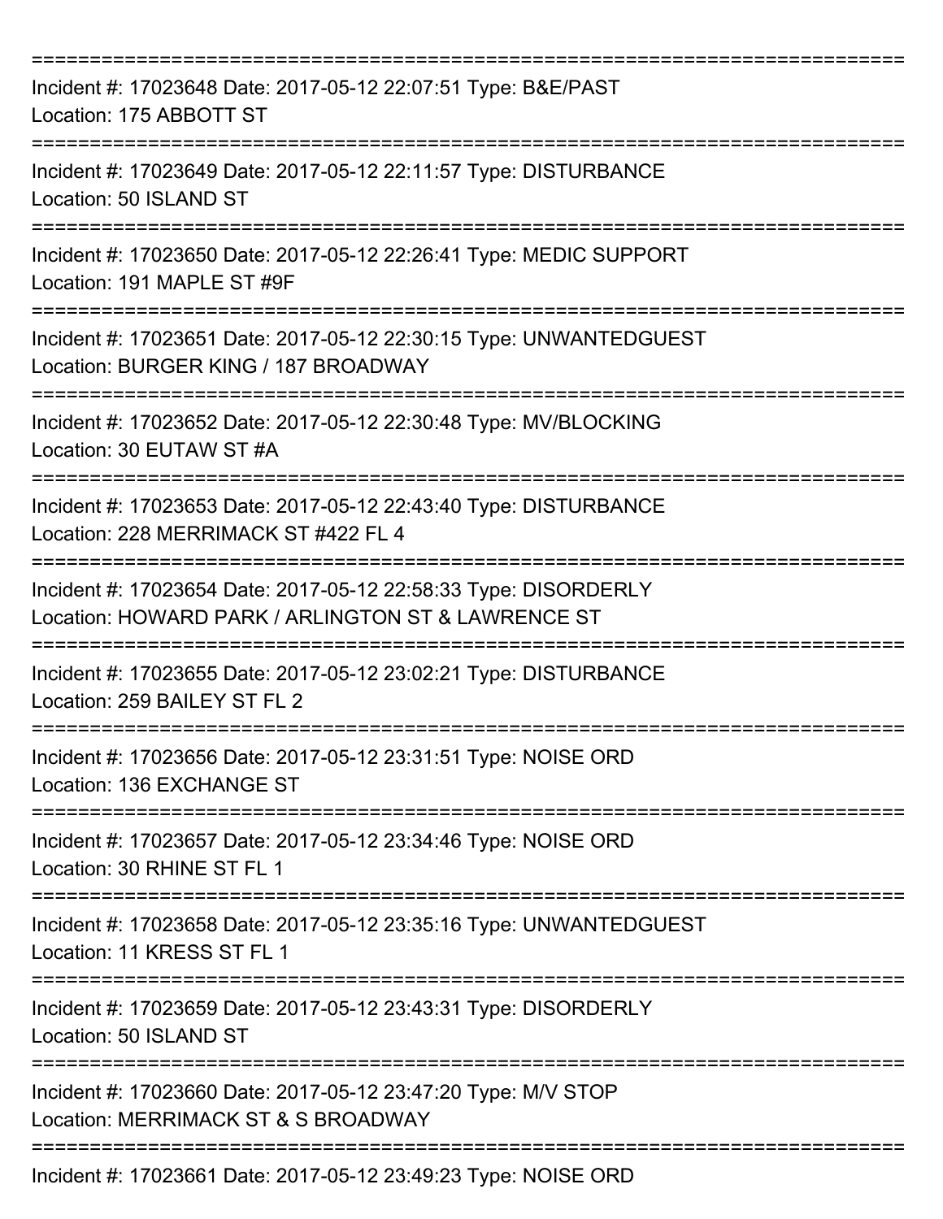===========================================================================

Incident #: 17023648 Date: 2017-05-12 22:07:51 Type: B&E/PAST
Location: 175 ABBOTT ST

===========================================================================

Incident #: 17023649 Date: 2017-05-12 22:11:57 Type: DISTURBANCE
Location: 50 ISLAND ST

===========================================================================

Incident #: 17023650 Date: 2017-05-12 22:26:41 Type: MEDIC SUPPORT
Location: 191 MAPLE ST #9F

===========================================================================

Incident #: 17023651 Date: 2017-05-12 22:30:15 Type: UNWANTEDGUEST
Location: BURGER KING / 187 BROADWAY

===========================================================================

Incident #: 17023652 Date: 2017-05-12 22:30:48 Type: MV/BLOCKING
Location: 30 EUTAW ST #A

===========================================================================

Incident #: 17023653 Date: 2017-05-12 22:43:40 Type: DISTURBANCE
Location: 228 MERRIMACK ST #422 FL 4

===========================================================================

Incident #: 17023654 Date: 2017-05-12 22:58:33 Type: DISORDERLY
Location: HOWARD PARK / ARLINGTON ST & LAWRENCE ST

===========================================================================

Incident #: 17023655 Date: 2017-05-12 23:02:21 Type: DISTURBANCE
Location: 259 BAILEY ST FL 2

===========================================================================

Incident #: 17023656 Date: 2017-05-12 23:31:51 Type: NOISE ORD
Location: 136 EXCHANGE ST

===========================================================================

Incident #: 17023657 Date: 2017-05-12 23:34:46 Type: NOISE ORD
Location: 30 RHINE ST FL 1

===========================================================================

Incident #: 17023658 Date: 2017-05-12 23:35:16 Type: UNWANTEDGUEST
Location: 11 KRESS ST FL 1

===========================================================================

Incident #: 17023659 Date: 2017-05-12 23:43:31 Type: DISORDERLY
Location: 50 ISLAND ST

===========================================================================

Incident #: 17023660 Date: 2017-05-12 23:47:20 Type: M/V STOP
Location: MERRIMACK ST & S BROADWAY

===========================================================================

Incident #: 17023661 Date: 2017-05-12 23:49:23 Type: NOISE ORD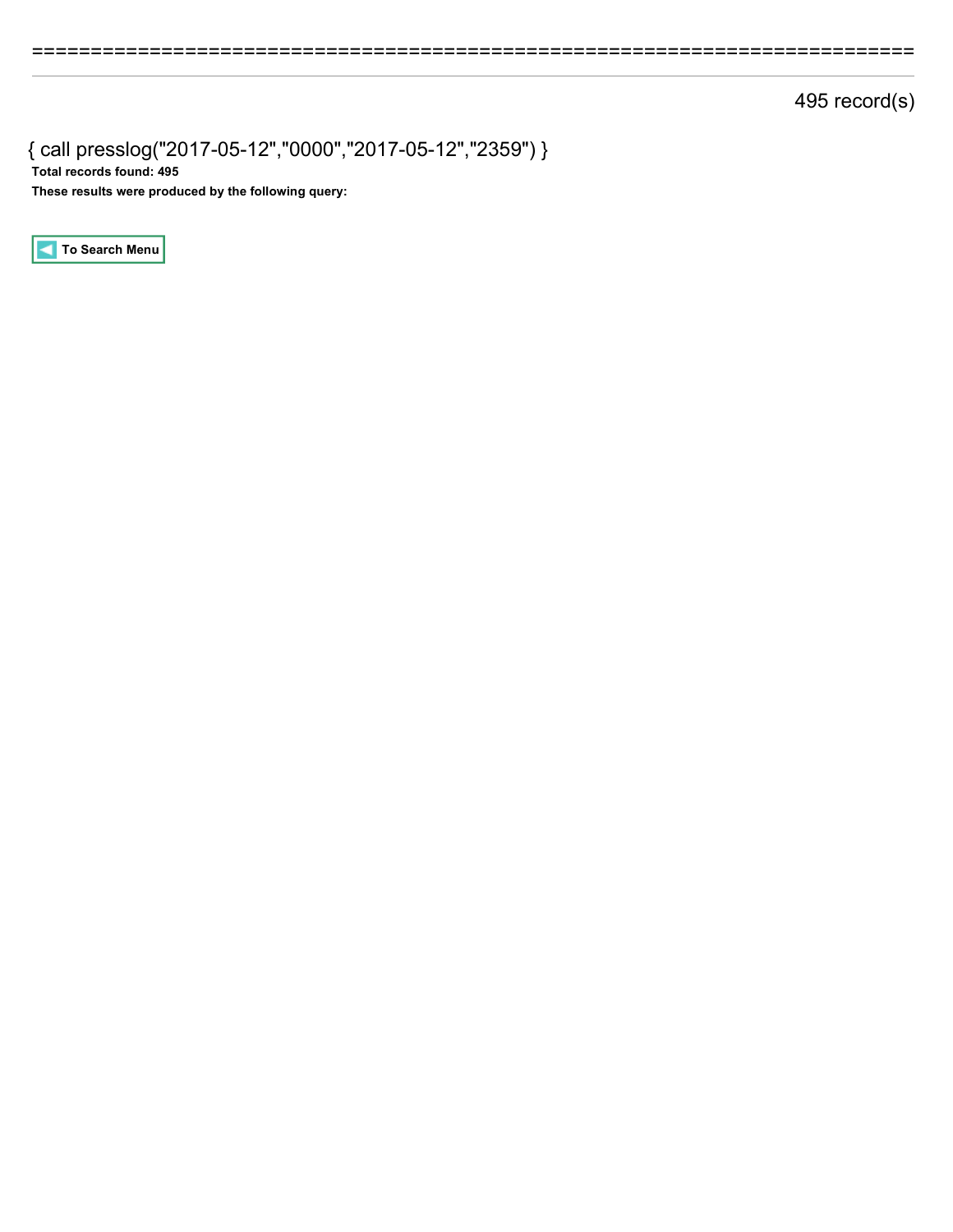================================================================================

---

495 record(s)

{ call presslog("2017-05-12","0000","2017-05-12","2359") }

**Total records found: 495**

**These results were produced by the following query:**

**To Search Menu**